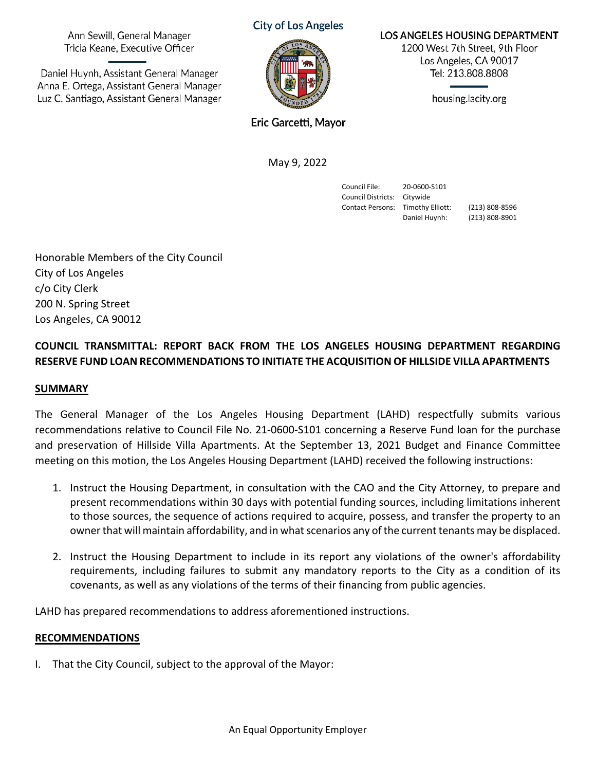Ann Sewill, General Manager
Tricia Keane, Executive Officer

Daniel Huynh, Assistant General Manager
Anna E. Ortega, Assistant General Manager
Luz C. Santiago, Assistant General Manager

City of Los Angeles

Eric Garcetti, Mayor

LOS ANGELES HOUSING DEPARTMENT
1200 West 7th Street, 9th Floor
Los Angeles, CA 90017
Tel: 213.808.8808

housing.lacity.org

May 9, 2022

| | | |
|---|---|---|
| Council File: | 20-0600-S101 | |
| Council Districts: | Citywide | |
| Contact Persons: | Timothy Elliott: | (213) 808-8596 |
| | Daniel Huynh: | (213) 808-8901 |

Honorable Members of the City Council
City of Los Angeles
c/o City Clerk
200 N. Spring Street
Los Angeles, CA 90012

**COUNCIL TRANSMITTAL: REPORT BACK FROM THE LOS ANGELES HOUSING DEPARTMENT REGARDING RESERVE FUND LOAN RECOMMENDATIONS TO INITIATE THE ACQUISITION OF HILLSIDE VILLA APARTMENTS**

## SUMMARY

The General Manager of the Los Angeles Housing Department (LAHD) respectfully submits various recommendations relative to Council File No. 21-0600-S101 concerning a Reserve Fund loan for the purchase and preservation of Hillside Villa Apartments. At the September 13, 2021 Budget and Finance Committee meeting on this motion, the Los Angeles Housing Department (LAHD) received the following instructions:

1. Instruct the Housing Department, in consultation with the CAO and the City Attorney, to prepare and present recommendations within 30 days with potential funding sources, including limitations inherent to those sources, the sequence of actions required to acquire, possess, and transfer the property to an owner that will maintain affordability, and in what scenarios any of the current tenants may be displaced.

2. Instruct the Housing Department to include in its report any violations of the owner's affordability requirements, including failures to submit any mandatory reports to the City as a condition of its covenants, as well as any violations of the terms of their financing from public agencies.

LAHD has prepared recommendations to address aforementioned instructions.

## RECOMMENDATIONS

I. That the City Council, subject to the approval of the Mayor: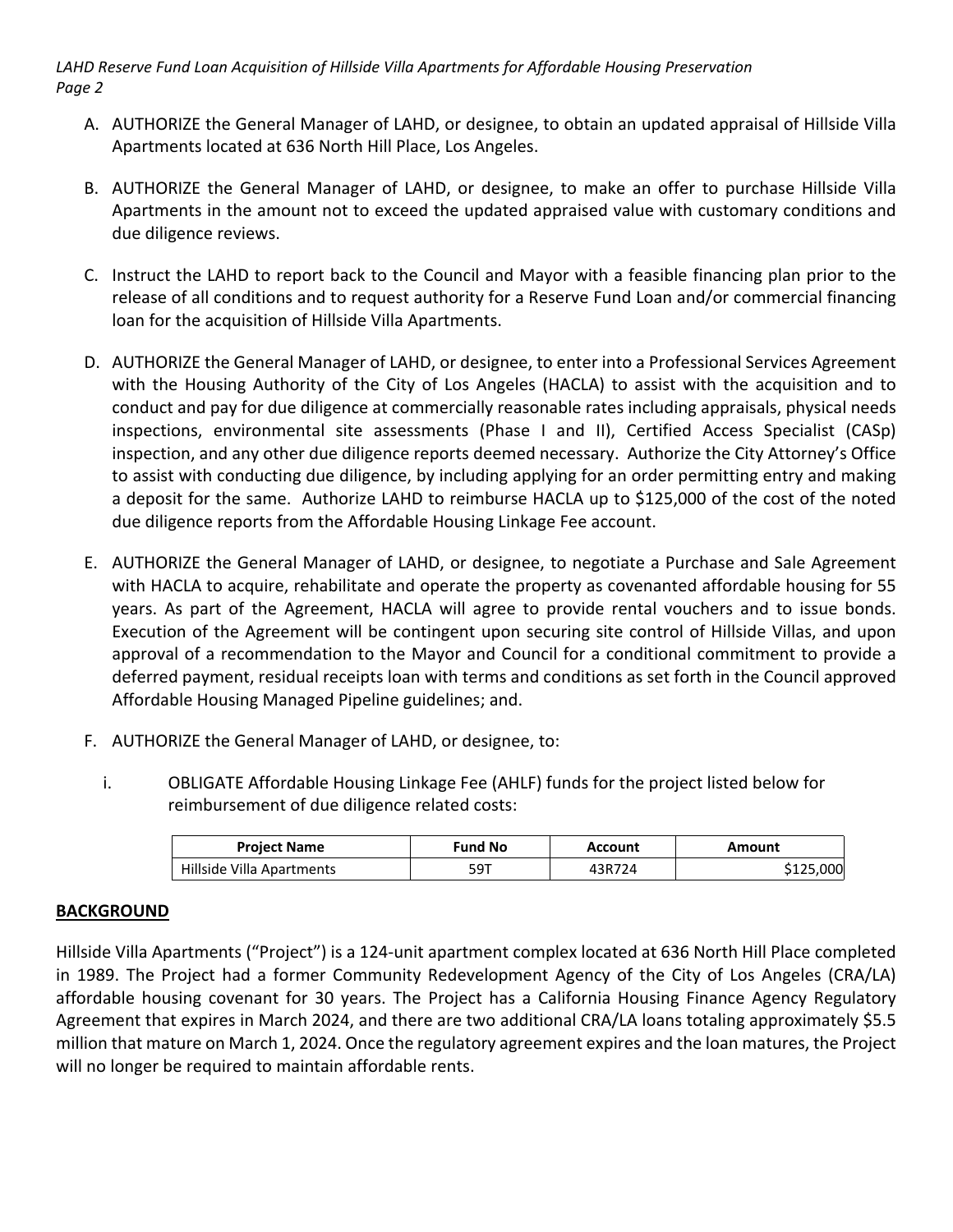A. AUTHORIZE the General Manager of LAHD, or designee, to obtain an updated appraisal of Hillside Villa Apartments located at 636 North Hill Place, Los Angeles.

B. AUTHORIZE the General Manager of LAHD, or designee, to make an offer to purchase Hillside Villa Apartments in the amount not to exceed the updated appraised value with customary conditions and due diligence reviews.

C. Instruct the LAHD to report back to the Council and Mayor with a feasible financing plan prior to the release of all conditions and to request authority for a Reserve Fund Loan and/or commercial financing loan for the acquisition of Hillside Villa Apartments.

D. AUTHORIZE the General Manager of LAHD, or designee, to enter into a Professional Services Agreement with the Housing Authority of the City of Los Angeles (HACLA) to assist with the acquisition and to conduct and pay for due diligence at commercially reasonable rates including appraisals, physical needs inspections, environmental site assessments (Phase I and II), Certified Access Specialist (CASp) inspection, and any other due diligence reports deemed necessary. Authorize the City Attorney's Office to assist with conducting due diligence, by including applying for an order permitting entry and making a deposit for the same. Authorize LAHD to reimburse HACLA up to $125,000 of the cost of the noted due diligence reports from the Affordable Housing Linkage Fee account.

E. AUTHORIZE the General Manager of LAHD, or designee, to negotiate a Purchase and Sale Agreement with HACLA to acquire, rehabilitate and operate the property as covenanted affordable housing for 55 years. As part of the Agreement, HACLA will agree to provide rental vouchers and to issue bonds. Execution of the Agreement will be contingent upon securing site control of Hillside Villas, and upon approval of a recommendation to the Mayor and Council for a conditional commitment to provide a deferred payment, residual receipts loan with terms and conditions as set forth in the Council approved Affordable Housing Managed Pipeline guidelines; and.

F. AUTHORIZE the General Manager of LAHD, or designee, to:

   i. OBLIGATE Affordable Housing Linkage Fee (AHLF) funds for the project listed below for reimbursement of due diligence related costs:

| Project Name | Fund No | Account | Amount |
|---|---|---|---|
| Hillside Villa Apartments | 59T | 43R724 | $125,000 |

## BACKGROUND

Hillside Villa Apartments ("Project") is a 124-unit apartment complex located at 636 North Hill Place completed in 1989. The Project had a former Community Redevelopment Agency of the City of Los Angeles (CRA/LA) affordable housing covenant for 30 years. The Project has a California Housing Finance Agency Regulatory Agreement that expires in March 2024, and there are two additional CRA/LA loans totaling approximately $5.5 million that mature on March 1, 2024. Once the regulatory agreement expires and the loan matures, the Project will no longer be required to maintain affordable rents.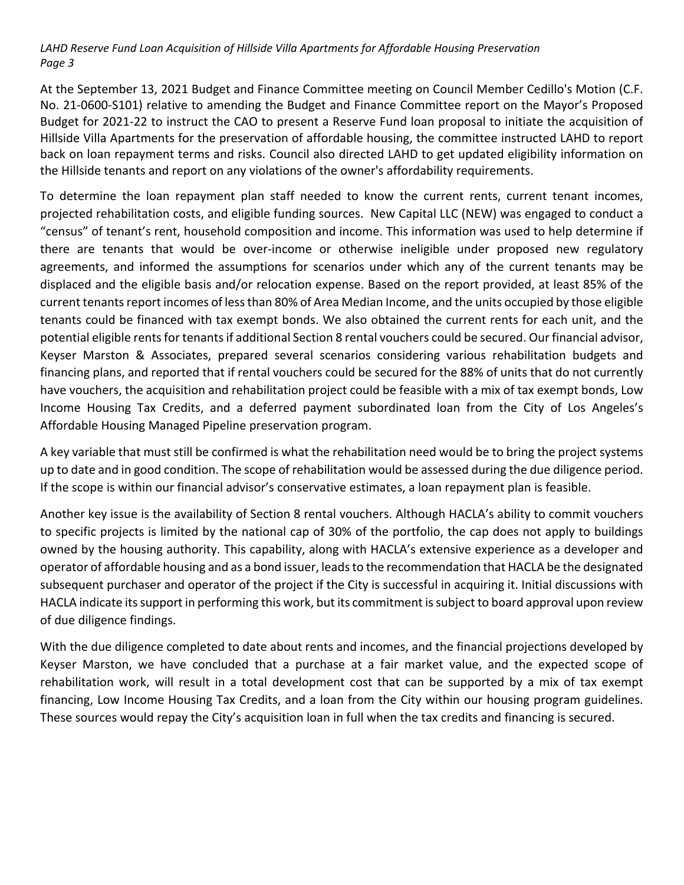At the September 13, 2021 Budget and Finance Committee meeting on Council Member Cedillo's Motion (C.F. No. 21-0600-S101) relative to amending the Budget and Finance Committee report on the Mayor's Proposed Budget for 2021-22 to instruct the CAO to present a Reserve Fund loan proposal to initiate the acquisition of Hillside Villa Apartments for the preservation of affordable housing, the committee instructed LAHD to report back on loan repayment terms and risks. Council also directed LAHD to get updated eligibility information on the Hillside tenants and report on any violations of the owner's affordability requirements.

To determine the loan repayment plan staff needed to know the current rents, current tenant incomes, projected rehabilitation costs, and eligible funding sources. New Capital LLC (NEW) was engaged to conduct a "census" of tenant's rent, household composition and income. This information was used to help determine if there are tenants that would be over-income or otherwise ineligible under proposed new regulatory agreements, and informed the assumptions for scenarios under which any of the current tenants may be displaced and the eligible basis and/or relocation expense. Based on the report provided, at least 85% of the current tenants report incomes of less than 80% of Area Median Income, and the units occupied by those eligible tenants could be financed with tax exempt bonds. We also obtained the current rents for each unit, and the potential eligible rents for tenants if additional Section 8 rental vouchers could be secured. Our financial advisor, Keyser Marston & Associates, prepared several scenarios considering various rehabilitation budgets and financing plans, and reported that if rental vouchers could be secured for the 88% of units that do not currently have vouchers, the acquisition and rehabilitation project could be feasible with a mix of tax exempt bonds, Low Income Housing Tax Credits, and a deferred payment subordinated loan from the City of Los Angeles's Affordable Housing Managed Pipeline preservation program.

A key variable that must still be confirmed is what the rehabilitation need would be to bring the project systems up to date and in good condition. The scope of rehabilitation would be assessed during the due diligence period. If the scope is within our financial advisor's conservative estimates, a loan repayment plan is feasible.

Another key issue is the availability of Section 8 rental vouchers. Although HACLA's ability to commit vouchers to specific projects is limited by the national cap of 30% of the portfolio, the cap does not apply to buildings owned by the housing authority. This capability, along with HACLA's extensive experience as a developer and operator of affordable housing and as a bond issuer, leads to the recommendation that HACLA be the designated subsequent purchaser and operator of the project if the City is successful in acquiring it. Initial discussions with HACLA indicate its support in performing this work, but its commitment is subject to board approval upon review of due diligence findings.

With the due diligence completed to date about rents and incomes, and the financial projections developed by Keyser Marston, we have concluded that a purchase at a fair market value, and the expected scope of rehabilitation work, will result in a total development cost that can be supported by a mix of tax exempt financing, Low Income Housing Tax Credits, and a loan from the City within our housing program guidelines. These sources would repay the City's acquisition loan in full when the tax credits and financing is secured.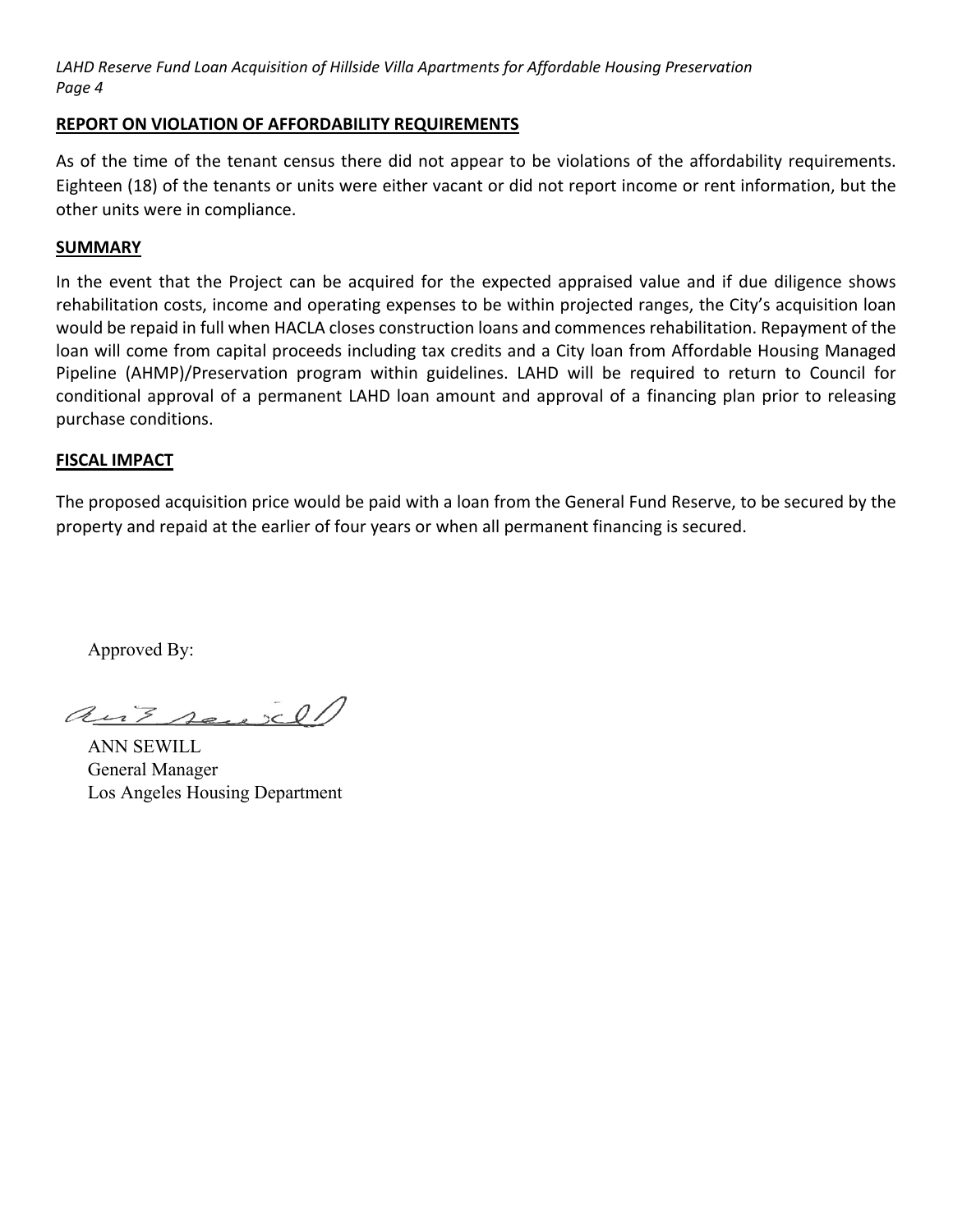## REPORT ON VIOLATION OF AFFORDABILITY REQUIREMENTS

As of the time of the tenant census there did not appear to be violations of the affordability requirements. Eighteen (18) of the tenants or units were either vacant or did not report income or rent information, but the other units were in compliance.

## SUMMARY

In the event that the Project can be acquired for the expected appraised value and if due diligence shows rehabilitation costs, income and operating expenses to be within projected ranges, the City's acquisition loan would be repaid in full when HACLA closes construction loans and commences rehabilitation. Repayment of the loan will come from capital proceeds including tax credits and a City loan from Affordable Housing Managed Pipeline (AHMP)/Preservation program within guidelines. LAHD will be required to return to Council for conditional approval of a permanent LAHD loan amount and approval of a financing plan prior to releasing purchase conditions.

## FISCAL IMPACT

The proposed acquisition price would be paid with a loan from the General Fund Reserve, to be secured by the property and repaid at the earlier of four years or when all permanent financing is secured.

Approved By:

ANN SEWILL
General Manager
Los Angeles Housing Department